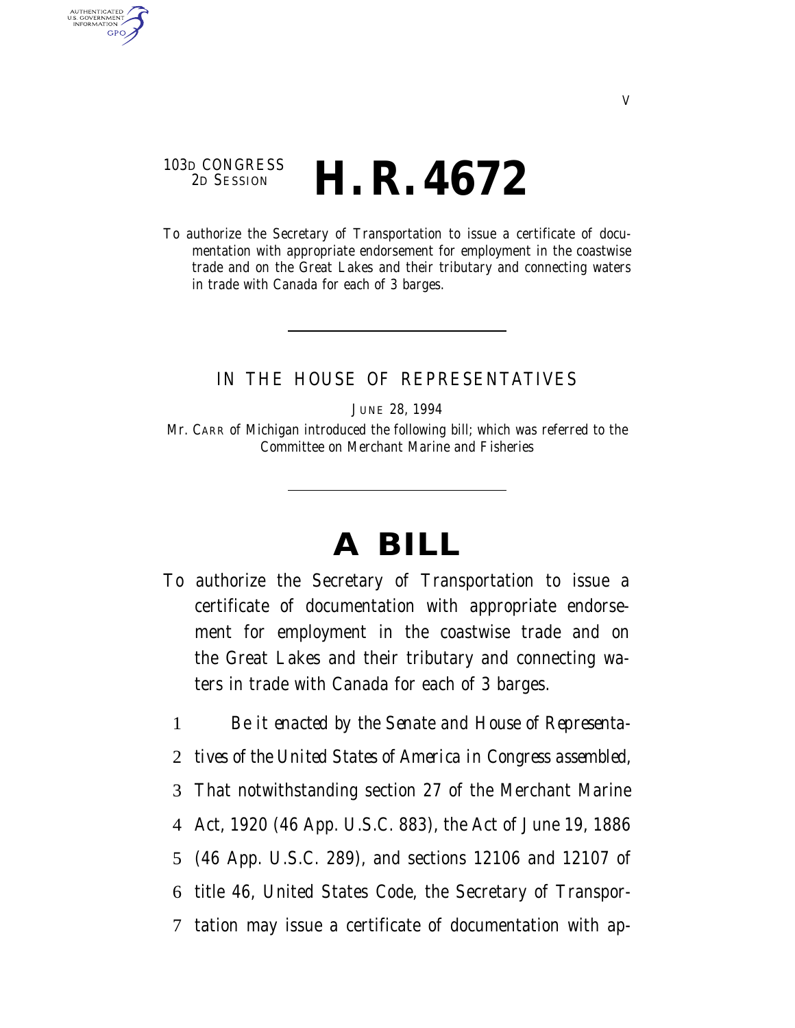V

103D CONGRESS
2D SESSION

# H. R. 4672

To authorize the Secretary of Transportation to issue a certificate of documentation with appropriate endorsement for employment in the coastwise trade and on the Great Lakes and their tributary and connecting waters in trade with Canada for each of 3 barges.

IN THE HOUSE OF REPRESENTATIVES

JUNE 28, 1994

Mr. CARR of Michigan introduced the following bill; which was referred to the Committee on Merchant Marine and Fisheries

# A BILL

To authorize the Secretary of Transportation to issue a certificate of documentation with appropriate endorsement for employment in the coastwise trade and on the Great Lakes and their tributary and connecting waters in trade with Canada for each of 3 barges.

1 *Be it enacted by the Senate and House of Representa-*
2 *tives of the United States of America in Congress assembled,*
3 That notwithstanding section 27 of the Merchant Marine
4 Act, 1920 (46 App. U.S.C. 883), the Act of June 19, 1886
5 (46 App. U.S.C. 289), and sections 12106 and 12107 of
6 title 46, United States Code, the Secretary of Transpor-
7 tation may issue a certificate of documentation with ap-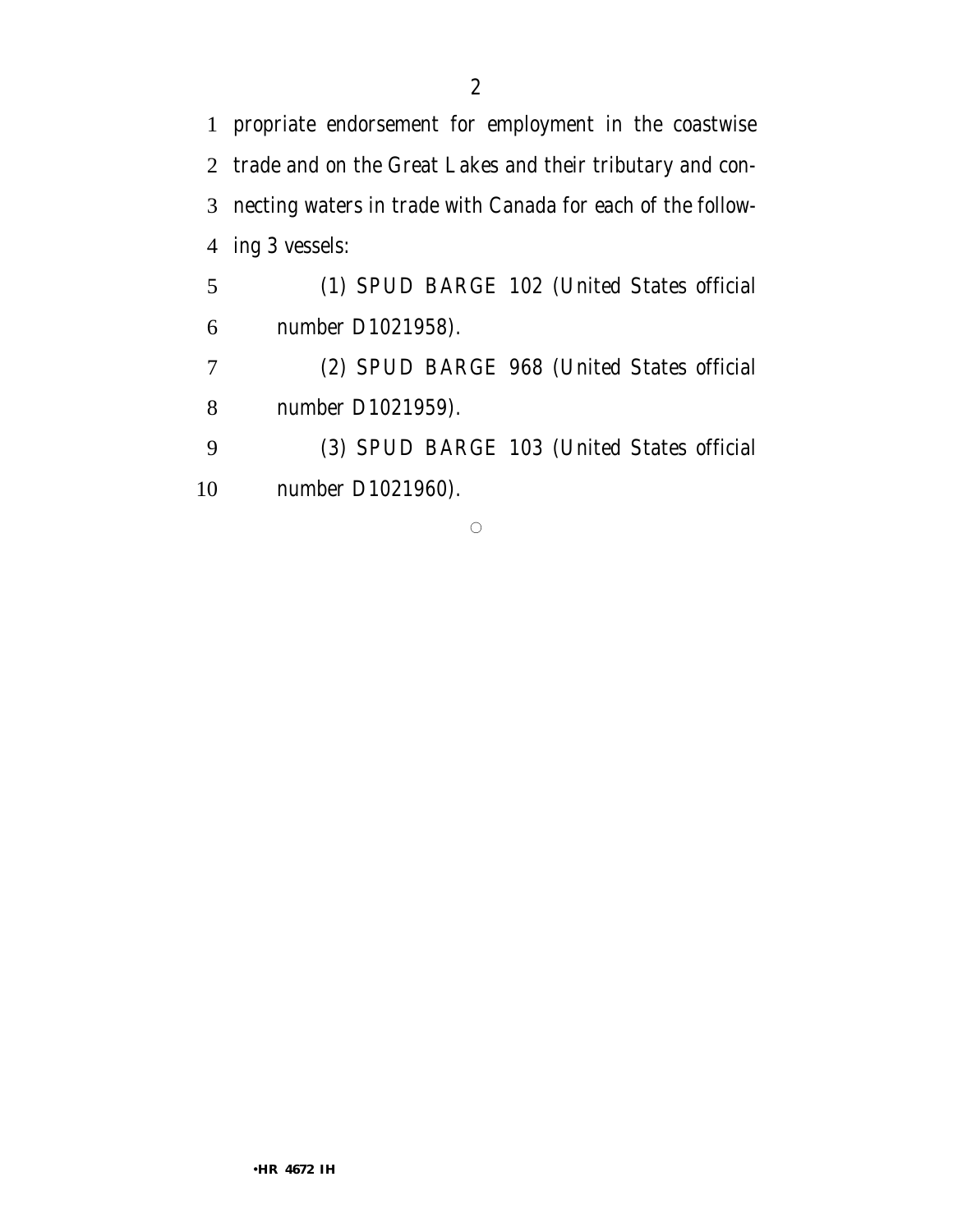propriate endorsement for employment in the coastwise trade and on the Great Lakes and their tributary and connecting waters in trade with Canada for each of the following 3 vessels:

(1) SPUD BARGE 102 (United States official number D1021958).

(2) SPUD BARGE 968 (United States official number D1021959).

(3) SPUD BARGE 103 (United States official number D1021960).

○